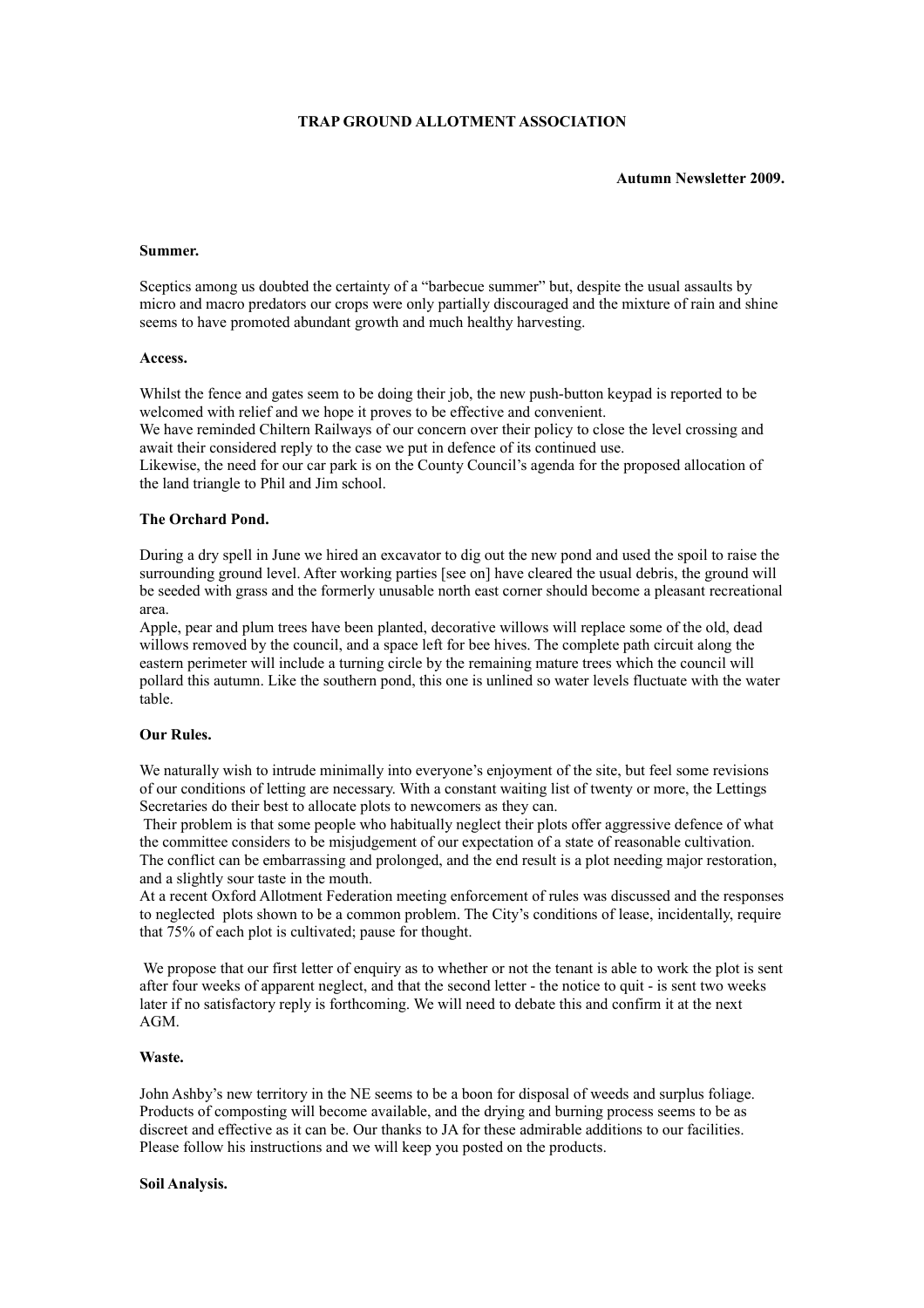**TRAP GROUND ALLOTMENT ASSOCIATION**

**Autumn Newsletter 2009.**

**Summer.**

Sceptics among us doubted the certainty of a "barbecue summer" but, despite the usual assaults by micro and macro predators our crops were only partially discouraged and the mixture of rain and shine seems to have promoted abundant growth and much healthy harvesting.

**Access.**

Whilst the fence and gates seem to be doing their job, the new push-button keypad is reported to be welcomed with relief and we hope it proves to be effective and convenient.
We have reminded Chiltern Railways of our concern over their policy to close the level crossing and await their considered reply to the case we put in defence of its continued use.
Likewise, the need for our car park is on the County Council's agenda for the proposed allocation of the land triangle to Phil and Jim school.

**The Orchard Pond.**

During a dry spell in June we hired an excavator to dig out the new pond and used the spoil to raise the surrounding ground level. After working parties [see on] have cleared the usual debris, the ground will be seeded with grass and the formerly unusable north east corner should become a pleasant recreational area.
Apple, pear and plum trees have been planted, decorative willows will replace some of the old, dead willows removed by the council, and a space left for bee hives. The complete path circuit along the eastern perimeter will include a turning circle by the remaining mature trees which the council will pollard this autumn. Like the southern pond, this one is unlined so water levels fluctuate with the water table.

**Our Rules.**

We naturally wish to intrude minimally into everyone's enjoyment of the site, but feel some revisions of our conditions of letting are necessary. With a constant waiting list of twenty or more, the Lettings Secretaries do their best to allocate plots to newcomers as they can.
Their problem is that some people who habitually neglect their plots offer aggressive defence of what the committee considers to be misjudgement of our expectation of a state of reasonable cultivation. The conflict can be embarrassing and prolonged, and the end result is a plot needing major restoration, and a slightly sour taste in the mouth.
At a recent Oxford Allotment Federation meeting enforcement of rules was discussed and the responses to neglected plots shown to be a common problem. The City's conditions of lease, incidentally, require that 75% of each plot is cultivated; pause for thought.

We propose that our first letter of enquiry as to whether or not the tenant is able to work the plot is sent after four weeks of apparent neglect, and that the second letter - the notice to quit - is sent two weeks later if no satisfactory reply is forthcoming. We will need to debate this and confirm it at the next AGM.

**Waste.**

John Ashby's new territory in the NE seems to be a boon for disposal of weeds and surplus foliage. Products of composting will become available, and the drying and burning process seems to be as discreet and effective as it can be. Our thanks to JA for these admirable additions to our facilities. Please follow his instructions and we will keep you posted on the products.

**Soil Analysis.**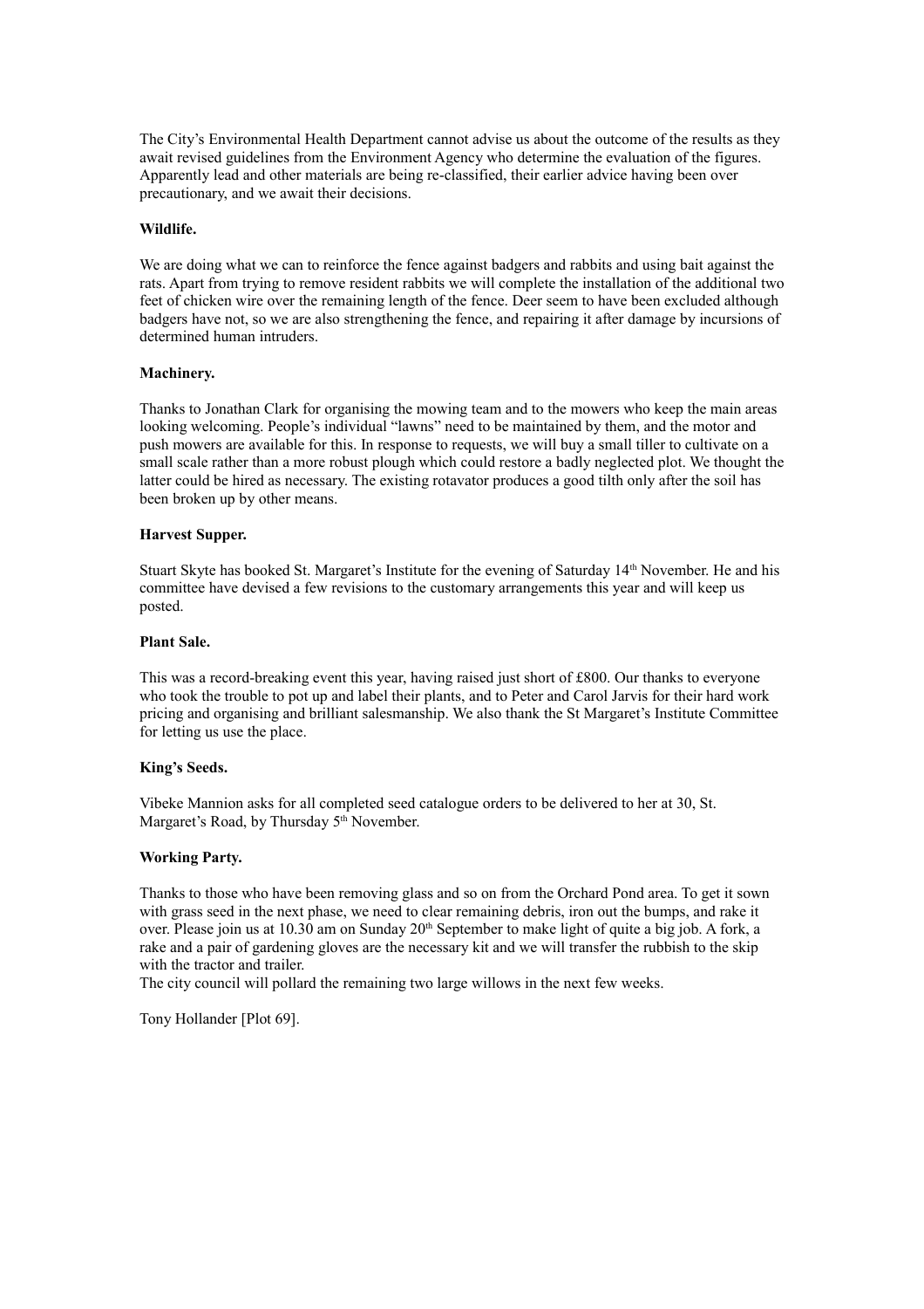The City's Environmental Health Department cannot advise us about the outcome of the results as they await revised guidelines from the Environment Agency who determine the evaluation of the figures. Apparently lead and other materials are being re-classified, their earlier advice having been over precautionary, and we await their decisions.

**Wildlife.**

We are doing what we can to reinforce the fence against badgers and rabbits and using bait against the rats. Apart from trying to remove resident rabbits we will complete the installation of the additional two feet of chicken wire over the remaining length of the fence. Deer seem to have been excluded although badgers have not, so we are also strengthening the fence, and repairing it after damage by incursions of determined human intruders.

**Machinery.**

Thanks to Jonathan Clark for organising the mowing team and to the mowers who keep the main areas looking welcoming. People's individual "lawns" need to be maintained by them, and the motor and push mowers are available for this. In response to requests, we will buy a small tiller to cultivate on a small scale rather than a more robust plough which could restore a badly neglected plot. We thought the latter could be hired as necessary. The existing rotavator produces a good tilth only after the soil has been broken up by other means.

**Harvest Supper.**

Stuart Skyte has booked St. Margaret's Institute for the evening of Saturday 14th November. He and his committee have devised a few revisions to the customary arrangements this year and will keep us posted.

**Plant Sale.**

This was a record-breaking event this year, having raised just short of £800. Our thanks to everyone who took the trouble to pot up and label their plants, and to Peter and Carol Jarvis for their hard work pricing and organising and brilliant salesmanship. We also thank the St Margaret's Institute Committee for letting us use the place.

**King's Seeds.**

Vibeke Mannion asks for all completed seed catalogue orders to be delivered to her at 30, St. Margaret's Road, by Thursday 5th November.

**Working Party.**

Thanks to those who have been removing glass and so on from the Orchard Pond area. To get it sown with grass seed in the next phase, we need to clear remaining debris, iron out the bumps, and rake it over. Please join us at 10.30 am on Sunday 20th September to make light of quite a big job. A fork, a rake and a pair of gardening gloves are the necessary kit and we will transfer the rubbish to the skip with the tractor and trailer.
The city council will pollard the remaining two large willows in the next few weeks.

Tony Hollander [Plot 69].